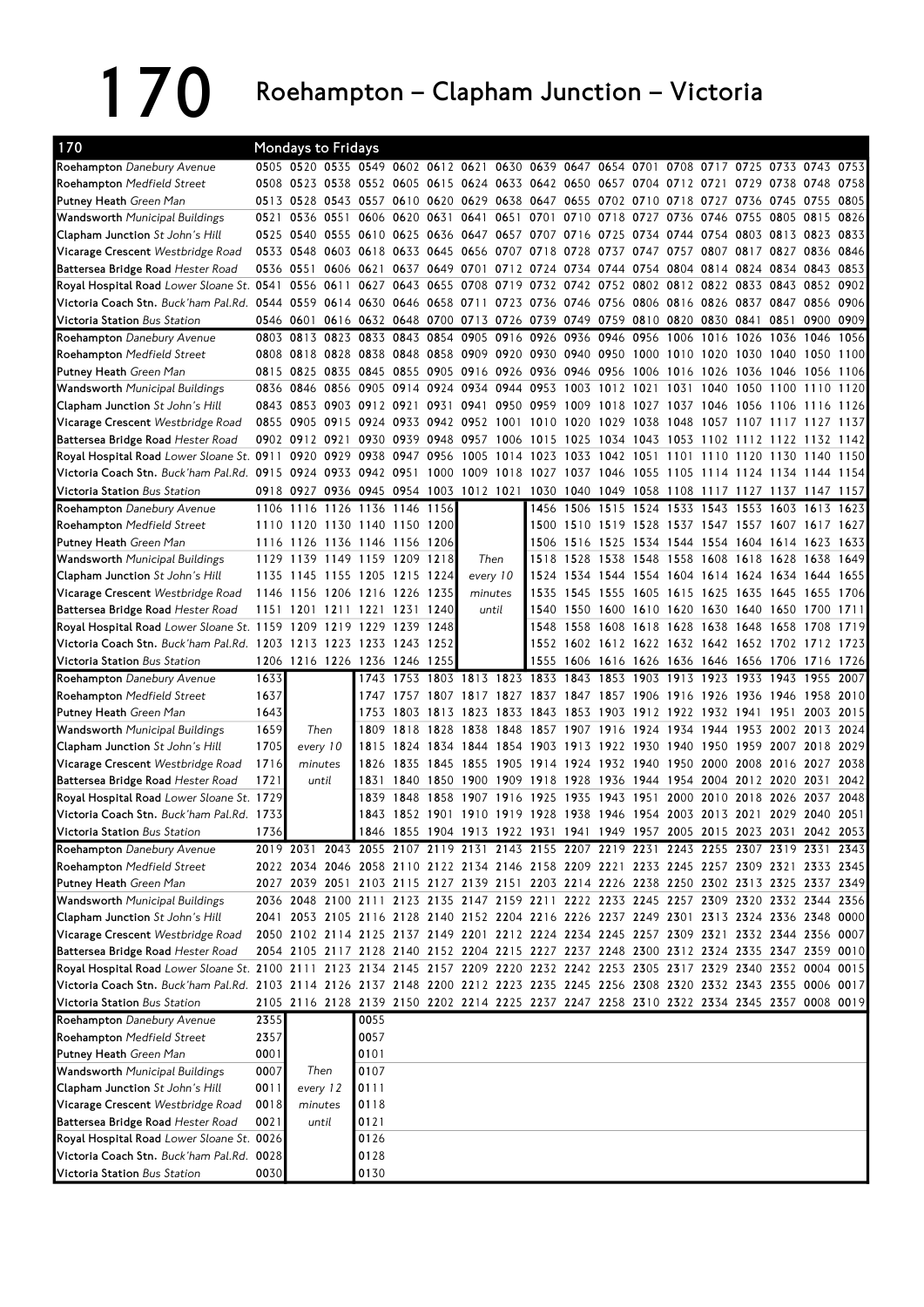# 170 Roehampton – Clapham Junction – Victoria

**Mondays to Fridays**

| 170 | | | | | | | | | | | | | | | | | | |
|---|---|---|---|---|---|---|---|---|---|---|---|---|---|---|---|---|---|---|
| Roehampton *Danebury Avenue* | 0505 | 0520 | 0535 | 0549 | 0602 | 0612 | 0621 | 0630 | 0639 | 0647 | 0654 | 0701 | 0708 | 0717 | 0725 | 0733 | 0743 | 0753 |
| Roehampton *Medfield Street* | 0508 | 0523 | 0538 | 0552 | 0605 | 0615 | 0624 | 0633 | 0642 | 0650 | 0657 | 0704 | 0712 | 0721 | 0729 | 0738 | 0748 | 0758 |
| Putney Heath *Green Man* | 0513 | 0528 | 0543 | 0557 | 0610 | 0620 | 0629 | 0638 | 0647 | 0655 | 0702 | 0710 | 0718 | 0727 | 0736 | 0745 | 0755 | 0805 |
| Wandsworth *Municipal Buildings* | 0521 | 0536 | 0551 | 0606 | 0620 | 0631 | 0641 | 0651 | 0701 | 0710 | 0718 | 0727 | 0736 | 0746 | 0755 | 0805 | 0815 | 0826 |
| Clapham Junction *St John's Hill* | 0525 | 0540 | 0555 | 0610 | 0625 | 0636 | 0647 | 0657 | 0707 | 0716 | 0725 | 0734 | 0744 | 0754 | 0803 | 0813 | 0823 | 0833 |
| Vicarage Crescent *Westbridge Road* | 0533 | 0548 | 0603 | 0618 | 0633 | 0645 | 0656 | 0707 | 0718 | 0728 | 0737 | 0747 | 0757 | 0807 | 0817 | 0827 | 0836 | 0846 |
| Battersea Bridge Road *Hester Road* | 0536 | 0551 | 0606 | 0621 | 0637 | 0649 | 0701 | 0712 | 0724 | 0734 | 0744 | 0754 | 0804 | 0814 | 0824 | 0834 | 0843 | 0853 |
| Royal Hospital Road *Lower Sloane St.* | 0541 | 0556 | 0611 | 0627 | 0643 | 0655 | 0708 | 0719 | 0732 | 0742 | 0752 | 0802 | 0812 | 0822 | 0833 | 0843 | 0852 | 0902 |
| Victoria Coach Stn. *Buck'ham Pal.Rd.* | 0544 | 0559 | 0614 | 0630 | 0646 | 0658 | 0711 | 0723 | 0736 | 0746 | 0756 | 0806 | 0816 | 0826 | 0837 | 0847 | 0856 | 0906 |
| Victoria Station *Bus Station* | 0546 | 0601 | 0616 | 0632 | 0648 | 0700 | 0713 | 0726 | 0739 | 0749 | 0759 | 0810 | 0820 | 0830 | 0841 | 0851 | 0900 | 0909 |
| Roehampton *Danebury Avenue* | 0803 | 0813 | 0823 | 0833 | 0843 | 0854 | 0905 | 0916 | 0926 | 0936 | 0946 | 0956 | 1006 | 1016 | 1026 | 1036 | 1046 | 1056 |
| Roehampton *Medfield Street* | 0808 | 0818 | 0828 | 0838 | 0848 | 0858 | 0909 | 0920 | 0930 | 0940 | 0950 | 1000 | 1010 | 1020 | 1030 | 1040 | 1050 | 1100 |
| Putney Heath *Green Man* | 0815 | 0825 | 0835 | 0845 | 0855 | 0905 | 0916 | 0926 | 0936 | 0946 | 0956 | 1006 | 1016 | 1026 | 1036 | 1046 | 1056 | 1106 |
| Wandsworth *Municipal Buildings* | 0836 | 0846 | 0856 | 0905 | 0914 | 0924 | 0934 | 0944 | 0953 | 1003 | 1012 | 1021 | 1031 | 1040 | 1050 | 1100 | 1110 | 1120 |
| Clapham Junction *St John's Hill* | 0843 | 0853 | 0903 | 0912 | 0921 | 0931 | 0941 | 0950 | 0959 | 1009 | 1018 | 1027 | 1037 | 1046 | 1056 | 1106 | 1116 | 1126 |
| Vicarage Crescent *Westbridge Road* | 0855 | 0905 | 0915 | 0924 | 0933 | 0942 | 0952 | 1001 | 1010 | 1020 | 1029 | 1038 | 1048 | 1057 | 1107 | 1117 | 1127 | 1137 |
| Battersea Bridge Road *Hester Road* | 0902 | 0912 | 0921 | 0930 | 0939 | 0948 | 0957 | 1006 | 1015 | 1025 | 1034 | 1043 | 1053 | 1102 | 1112 | 1122 | 1132 | 1142 |
| Royal Hospital Road *Lower Sloane St.* | 0911 | 0920 | 0929 | 0938 | 0947 | 0956 | 1005 | 1014 | 1023 | 1033 | 1042 | 1051 | 1101 | 1110 | 1120 | 1130 | 1140 | 1150 |
| Victoria Coach Stn. *Buck'ham Pal.Rd.* | 0915 | 0924 | 0933 | 0942 | 0951 | 1000 | 1009 | 1018 | 1027 | 1037 | 1046 | 1055 | 1105 | 1114 | 1124 | 1134 | 1144 | 1154 |
| Victoria Station *Bus Station* | 0918 | 0927 | 0936 | 0945 | 0954 | 1003 | 1012 | 1021 | 1030 | 1040 | 1049 | 1058 | 1108 | 1117 | 1127 | 1137 | 1147 | 1157 |
| Roehampton *Danebury Avenue* | 1106 | 1116 | 1126 | 1136 | 1146 | 1156 | | | 1456 | 1506 | 1515 | 1524 | 1533 | 1543 | 1553 | 1603 | 1613 | 1623 |
| Roehampton *Medfield Street* | 1110 | 1120 | 1130 | 1140 | 1150 | 1200 | | | 1500 | 1510 | 1519 | 1528 | 1537 | 1547 | 1557 | 1607 | 1617 | 1627 |
| Putney Heath *Green Man* | 1116 | 1126 | 1136 | 1146 | 1156 | 1206 | | | 1506 | 1516 | 1525 | 1534 | 1544 | 1554 | 1604 | 1614 | 1623 | 1633 |
| Wandsworth *Municipal Buildings* | 1129 | 1139 | 1149 | 1159 | 1209 | 1218 | *Then* | | 1518 | 1528 | 1538 | 1548 | 1558 | 1608 | 1618 | 1628 | 1638 | 1649 |
| Clapham Junction *St John's Hill* | 1135 | 1145 | 1155 | 1205 | 1215 | 1224 | *every 10* | | 1524 | 1534 | 1544 | 1554 | 1604 | 1614 | 1624 | 1634 | 1644 | 1655 |
| Vicarage Crescent *Westbridge Road* | 1146 | 1156 | 1206 | 1216 | 1226 | 1235 | *minutes* | | 1535 | 1545 | 1555 | 1605 | 1615 | 1625 | 1635 | 1645 | 1655 | 1706 |
| Battersea Bridge Road *Hester Road* | 1151 | 1201 | 1211 | 1221 | 1231 | 1240 | *until* | | 1540 | 1550 | 1600 | 1610 | 1620 | 1630 | 1640 | 1650 | 1700 | 1711 |
| Royal Hospital Road *Lower Sloane St.* | 1159 | 1209 | 1219 | 1229 | 1239 | 1248 | | | 1548 | 1558 | 1608 | 1618 | 1628 | 1638 | 1648 | 1658 | 1708 | 1719 |
| Victoria Coach Stn. *Buck'ham Pal.Rd.* | 1203 | 1213 | 1223 | 1233 | 1243 | 1252 | | | 1552 | 1602 | 1612 | 1622 | 1632 | 1642 | 1652 | 1702 | 1712 | 1723 |
| Victoria Station *Bus Station* | 1206 | 1216 | 1226 | 1236 | 1246 | 1255 | | | 1555 | 1606 | 1616 | 1626 | 1636 | 1646 | 1656 | 1706 | 1716 | 1726 |
| Roehampton *Danebury Avenue* | 1633 | | | 1743 | 1753 | 1803 | 1813 | 1823 | 1833 | 1843 | 1853 | 1903 | 1913 | 1923 | 1933 | 1943 | 1955 | 2007 |
| Roehampton *Medfield Street* | 1637 | | | 1747 | 1757 | 1807 | 1817 | 1827 | 1837 | 1847 | 1857 | 1906 | 1916 | 1926 | 1936 | 1946 | 1958 | 2010 |
| Putney Heath *Green Man* | 1643 | | | 1753 | 1803 | 1813 | 1823 | 1833 | 1843 | 1853 | 1903 | 1912 | 1922 | 1932 | 1941 | 1951 | 2003 | 2015 |
| Wandsworth *Municipal Buildings* | 1659 | *Then* | | 1809 | 1818 | 1828 | 1838 | 1848 | 1857 | 1907 | 1916 | 1924 | 1934 | 1944 | 1953 | 2002 | 2013 | 2024 |
| Clapham Junction *St John's Hill* | 1705 | *every 10* | | 1815 | 1824 | 1834 | 1844 | 1854 | 1903 | 1913 | 1922 | 1930 | 1940 | 1950 | 1959 | 2007 | 2018 | 2029 |
| Vicarage Crescent *Westbridge Road* | 1716 | *minutes* | | 1826 | 1835 | 1845 | 1855 | 1905 | 1914 | 1924 | 1932 | 1940 | 1950 | 2000 | 2008 | 2016 | 2027 | 2038 |
| Battersea Bridge Road *Hester Road* | 1721 | *until* | | 1831 | 1840 | 1850 | 1900 | 1909 | 1918 | 1928 | 1936 | 1944 | 1954 | 2004 | 2012 | 2020 | 2031 | 2042 |
| Royal Hospital Road *Lower Sloane St.* | 1729 | | | 1839 | 1848 | 1858 | 1907 | 1916 | 1925 | 1935 | 1943 | 1951 | 2000 | 2010 | 2018 | 2026 | 2037 | 2048 |
| Victoria Coach Stn. *Buck'ham Pal.Rd.* | 1733 | | | 1843 | 1852 | 1901 | 1910 | 1919 | 1928 | 1938 | 1946 | 1954 | 2003 | 2013 | 2021 | 2029 | 2040 | 2051 |
| Victoria Station *Bus Station* | 1736 | | | 1846 | 1855 | 1904 | 1913 | 1922 | 1931 | 1941 | 1949 | 1957 | 2005 | 2015 | 2023 | 2031 | 2042 | 2053 |
| Roehampton *Danebury Avenue* | 2019 | 2031 | 2043 | 2055 | 2107 | 2119 | 2131 | 2143 | 2155 | 2207 | 2219 | 2231 | 2243 | 2255 | 2307 | 2319 | 2331 | 2343 |
| Roehampton *Medfield Street* | 2022 | 2034 | 2046 | 2058 | 2110 | 2122 | 2134 | 2146 | 2158 | 2209 | 2221 | 2233 | 2245 | 2257 | 2309 | 2321 | 2333 | 2345 |
| Putney Heath *Green Man* | 2027 | 2039 | 2051 | 2103 | 2115 | 2127 | 2139 | 2151 | 2203 | 2214 | 2226 | 2238 | 2250 | 2302 | 2313 | 2325 | 2337 | 2349 |
| Wandsworth *Municipal Buildings* | 2036 | 2048 | 2100 | 2111 | 2123 | 2135 | 2147 | 2159 | 2211 | 2222 | 2233 | 2245 | 2257 | 2309 | 2320 | 2332 | 2344 | 2356 |
| Clapham Junction *St John's Hill* | 2041 | 2053 | 2105 | 2116 | 2128 | 2140 | 2152 | 2204 | 2216 | 2226 | 2237 | 2249 | 2301 | 2313 | 2324 | 2336 | 2348 | 0000 |
| Vicarage Crescent *Westbridge Road* | 2050 | 2102 | 2114 | 2125 | 2137 | 2149 | 2201 | 2212 | 2224 | 2234 | 2245 | 2257 | 2309 | 2321 | 2332 | 2344 | 2356 | 0007 |
| Battersea Bridge Road *Hester Road* | 2054 | 2105 | 2117 | 2128 | 2140 | 2152 | 2204 | 2215 | 2227 | 2237 | 2248 | 2300 | 2312 | 2324 | 2335 | 2347 | 2359 | 0010 |
| Royal Hospital Road *Lower Sloane St.* | 2100 | 2111 | 2123 | 2134 | 2145 | 2157 | 2209 | 2220 | 2232 | 2242 | 2253 | 2305 | 2317 | 2329 | 2340 | 2352 | 0004 | 0015 |
| Victoria Coach Stn. *Buck'ham Pal.Rd.* | 2103 | 2114 | 2126 | 2137 | 2148 | 2200 | 2212 | 2223 | 2235 | 2245 | 2256 | 2308 | 2320 | 2332 | 2343 | 2355 | 0006 | 0017 |
| Victoria Station *Bus Station* | 2105 | 2116 | 2128 | 2139 | 2150 | 2202 | 2214 | 2225 | 2237 | 2247 | 2258 | 2310 | 2322 | 2334 | 2345 | 2357 | 0008 | 0019 |
| Roehampton *Danebury Avenue* | 2355 | | | 0055 | | | | | | | | | | | | | | |
| Roehampton *Medfield Street* | 2357 | | | 0057 | | | | | | | | | | | | | | |
| Putney Heath *Green Man* | 0001 | | | 0101 | | | | | | | | | | | | | | |
| Wandsworth *Municipal Buildings* | 0007 | *Then* | | 0107 | | | | | | | | | | | | | | |
| Clapham Junction *St John's Hill* | 0011 | *every 12* | | 0111 | | | | | | | | | | | | | | |
| Vicarage Crescent *Westbridge Road* | 0018 | *minutes* | | 0118 | | | | | | | | | | | | | | |
| Battersea Bridge Road *Hester Road* | 0021 | *until* | | 0121 | | | | | | | | | | | | | | |
| Royal Hospital Road *Lower Sloane St.* | 0026 | | | 0126 | | | | | | | | | | | | | | |
| Victoria Coach Stn. *Buck'ham Pal.Rd.* | 0028 | | | 0128 | | | | | | | | | | | | | | |
| Victoria Station *Bus Station* | 0030 | | | 0130 | | | | | | | | | | | | | | |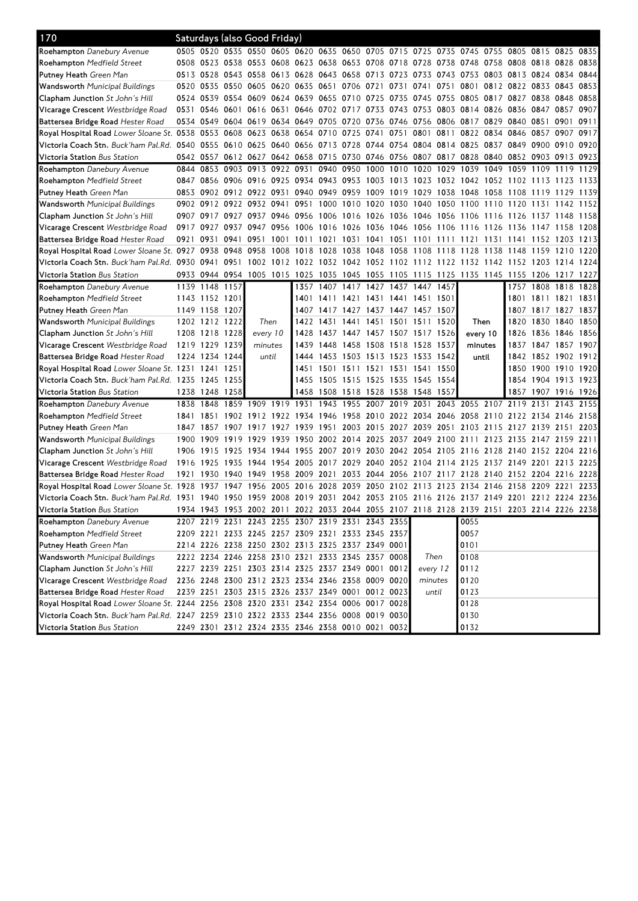## 170 Saturdays (also Good Friday)

| Stop | | | | | | | | | | | | | | | | | | |
|---|---|---|---|---|---|---|---|---|---|---|---|---|---|---|---|---|---|---|
| **Roehampton** *Danebury Avenue* | 0505 | 0520 | 0535 | 0550 | 0605 | 0620 | 0635 | 0650 | 0705 | 0715 | 0725 | 0735 | 0745 | 0755 | 0805 | 0815 | 0825 | 0835 |
| **Roehampton** *Medfield Street* | 0508 | 0523 | 0538 | 0553 | 0608 | 0623 | 0638 | 0653 | 0708 | 0718 | 0728 | 0738 | 0748 | 0758 | 0808 | 0818 | 0828 | 0838 |
| **Putney Heath** *Green Man* | 0513 | 0528 | 0543 | 0558 | 0613 | 0628 | 0643 | 0658 | 0713 | 0723 | 0733 | 0743 | 0753 | 0803 | 0813 | 0824 | 0834 | 0844 |
| **Wandsworth** *Municipal Buildings* | 0520 | 0535 | 0550 | 0605 | 0620 | 0635 | 0651 | 0706 | 0721 | 0731 | 0741 | 0751 | 0801 | 0812 | 0822 | 0833 | 0843 | 0853 |
| **Clapham Junction** *St John's Hill* | 0524 | 0539 | 0554 | 0609 | 0624 | 0639 | 0655 | 0710 | 0725 | 0735 | 0745 | 0755 | 0805 | 0817 | 0827 | 0838 | 0848 | 0858 |
| **Vicarage Crescent** *Westbridge Road* | 0531 | 0546 | 0601 | 0616 | 0631 | 0646 | 0702 | 0717 | 0733 | 0743 | 0753 | 0803 | 0814 | 0826 | 0836 | 0847 | 0857 | 0907 |
| **Battersea Bridge Road** *Hester Road* | 0534 | 0549 | 0604 | 0619 | 0634 | 0649 | 0705 | 0720 | 0736 | 0746 | 0756 | 0806 | 0817 | 0829 | 0840 | 0851 | 0901 | 0911 |
| **Royal Hospital Road** *Lower Sloane St.* | 0538 | 0553 | 0608 | 0623 | 0638 | 0654 | 0710 | 0725 | 0741 | 0751 | 0801 | 0811 | 0822 | 0834 | 0846 | 0857 | 0907 | 0917 |
| **Victoria Coach Stn.** *Buck'ham Pal.Rd.* | 0540 | 0555 | 0610 | 0625 | 0640 | 0656 | 0713 | 0728 | 0744 | 0754 | 0804 | 0814 | 0825 | 0837 | 0849 | 0900 | 0910 | 0920 |
| **Victoria Station** *Bus Station* | 0542 | 0557 | 0612 | 0627 | 0642 | 0658 | 0715 | 0730 | 0746 | 0756 | 0807 | 0817 | 0828 | 0840 | 0852 | 0903 | 0913 | 0923 |
| **Roehampton** *Danebury Avenue* | 0844 | 0853 | 0903 | 0913 | 0922 | 0931 | 0940 | 0950 | 1000 | 1010 | 1020 | 1029 | 1039 | 1049 | 1059 | 1109 | 1119 | 1129 |
| **Roehampton** *Medfield Street* | 0847 | 0856 | 0906 | 0916 | 0925 | 0934 | 0943 | 0953 | 1003 | 1013 | 1023 | 1032 | 1042 | 1052 | 1102 | 1113 | 1123 | 1133 |
| **Putney Heath** *Green Man* | 0853 | 0902 | 0912 | 0922 | 0931 | 0940 | 0949 | 0959 | 1009 | 1019 | 1029 | 1038 | 1048 | 1058 | 1108 | 1119 | 1129 | 1139 |
| **Wandsworth** *Municipal Buildings* | 0902 | 0912 | 0922 | 0932 | 0941 | 0951 | 1000 | 1010 | 1020 | 1030 | 1040 | 1050 | 1100 | 1110 | 1120 | 1131 | 1142 | 1152 |
| **Clapham Junction** *St John's Hill* | 0907 | 0917 | 0927 | 0937 | 0946 | 0956 | 1006 | 1016 | 1026 | 1036 | 1046 | 1056 | 1106 | 1116 | 1126 | 1137 | 1148 | 1158 |
| **Vicarage Crescent** *Westbridge Road* | 0917 | 0927 | 0937 | 0947 | 0956 | 1006 | 1016 | 1026 | 1036 | 1046 | 1056 | 1106 | 1116 | 1126 | 1136 | 1147 | 1158 | 1208 |
| **Battersea Bridge Road** *Hester Road* | 0921 | 0931 | 0941 | 0951 | 1001 | 1011 | 1021 | 1031 | 1041 | 1051 | 1101 | 1111 | 1121 | 1131 | 1141 | 1152 | 1203 | 1213 |
| **Royal Hospital Road** *Lower Sloane St.* | 0927 | 0938 | 0948 | 0958 | 1008 | 1018 | 1028 | 1038 | 1048 | 1058 | 1108 | 1118 | 1128 | 1138 | 1148 | 1159 | 1210 | 1220 |
| **Victoria Coach Stn.** *Buck'ham Pal.Rd.* | 0930 | 0941 | 0951 | 1002 | 1012 | 1022 | 1032 | 1042 | 1052 | 1102 | 1112 | 1122 | 1132 | 1142 | 1152 | 1203 | 1214 | 1224 |
| **Victoria Station** *Bus Station* | 0933 | 0944 | 0954 | 1005 | 1015 | 1025 | 1035 | 1045 | 1055 | 1105 | 1115 | 1125 | 1135 | 1145 | 1155 | 1206 | 1217 | 1227 |
| **Roehampton** *Danebury Avenue* | 1139 | 1148 | 1157 | Then every 10 minutes until | | 1357 | 1407 | 1417 | 1427 | 1437 | 1447 | 1457 | Then every 10 minutes until | | 1757 | 1808 | 1818 | 1828 |
| **Roehampton** *Medfield Street* | 1143 | 1152 | 1201 | | | 1401 | 1411 | 1421 | 1431 | 1441 | 1451 | 1501 | | | 1801 | 1811 | 1821 | 1831 |
| **Putney Heath** *Green Man* | 1149 | 1158 | 1207 | | | 1407 | 1417 | 1427 | 1437 | 1447 | 1457 | 1507 | | | 1807 | 1817 | 1827 | 1837 |
| **Wandsworth** *Municipal Buildings* | 1202 | 1212 | 1222 | | | 1422 | 1431 | 1441 | 1451 | 1501 | 1511 | 1520 | | | 1820 | 1830 | 1840 | 1850 |
| **Clapham Junction** *St John's Hill* | 1208 | 1218 | 1228 | | | 1428 | 1437 | 1447 | 1457 | 1507 | 1517 | 1526 | | | 1826 | 1836 | 1846 | 1856 |
| **Vicarage Crescent** *Westbridge Road* | 1219 | 1229 | 1239 | | | 1439 | 1448 | 1458 | 1508 | 1518 | 1528 | 1537 | | | 1837 | 1847 | 1857 | 1907 |
| **Battersea Bridge Road** *Hester Road* | 1224 | 1234 | 1244 | | | 1444 | 1453 | 1503 | 1513 | 1523 | 1533 | 1542 | | | 1842 | 1852 | 1902 | 1912 |
| **Royal Hospital Road** *Lower Sloane St.* | 1231 | 1241 | 1251 | | | 1451 | 1501 | 1511 | 1521 | 1531 | 1541 | 1550 | | | 1850 | 1900 | 1910 | 1920 |
| **Victoria Coach Stn.** *Buck'ham Pal.Rd.* | 1235 | 1245 | 1255 | | | 1455 | 1505 | 1515 | 1525 | 1535 | 1545 | 1554 | | | 1854 | 1904 | 1913 | 1923 |
| **Victoria Station** *Bus Station* | 1238 | 1248 | 1258 | | | 1458 | 1508 | 1518 | 1528 | 1538 | 1548 | 1557 | | | 1857 | 1907 | 1916 | 1926 |
| **Roehampton** *Danebury Avenue* | 1838 | 1848 | 1859 | 1909 | 1919 | 1931 | 1943 | 1955 | 2007 | 2019 | 2031 | 2043 | 2055 | 2107 | 2119 | 2131 | 2143 | 2155 |
| **Roehampton** *Medfield Street* | 1841 | 1851 | 1902 | 1912 | 1922 | 1934 | 1946 | 1958 | 2010 | 2022 | 2034 | 2046 | 2058 | 2110 | 2122 | 2134 | 2146 | 2158 |
| **Putney Heath** *Green Man* | 1847 | 1857 | 1907 | 1917 | 1927 | 1939 | 1951 | 2003 | 2015 | 2027 | 2039 | 2051 | 2103 | 2115 | 2127 | 2139 | 2151 | 2203 |
| **Wandsworth** *Municipal Buildings* | 1900 | 1909 | 1919 | 1929 | 1939 | 1950 | 2002 | 2014 | 2025 | 2037 | 2049 | 2100 | 2111 | 2123 | 2135 | 2147 | 2159 | 2211 |
| **Clapham Junction** *St John's Hill* | 1906 | 1915 | 1925 | 1934 | 1944 | 1955 | 2007 | 2019 | 2030 | 2042 | 2054 | 2105 | 2116 | 2128 | 2140 | 2152 | 2204 | 2216 |
| **Vicarage Crescent** *Westbridge Road* | 1916 | 1925 | 1935 | 1944 | 1954 | 2005 | 2017 | 2029 | 2040 | 2052 | 2104 | 2114 | 2125 | 2137 | 2149 | 2201 | 2213 | 2225 |
| **Battersea Bridge Road** *Hester Road* | 1921 | 1930 | 1940 | 1949 | 1958 | 2009 | 2021 | 2033 | 2044 | 2056 | 2107 | 2117 | 2128 | 2140 | 2152 | 2204 | 2216 | 2228 |
| **Royal Hospital Road** *Lower Sloane St.* | 1928 | 1937 | 1947 | 1956 | 2005 | 2016 | 2028 | 2039 | 2050 | 2102 | 2113 | 2123 | 2134 | 2146 | 2158 | 2209 | 2221 | 2233 |
| **Victoria Coach Stn.** *Buck'ham Pal.Rd.* | 1931 | 1940 | 1950 | 1959 | 2008 | 2019 | 2031 | 2042 | 2053 | 2105 | 2116 | 2126 | 2137 | 2149 | 2201 | 2212 | 2224 | 2236 |
| **Victoria Station** *Bus Station* | 1934 | 1943 | 1953 | 2002 | 2011 | 2022 | 2033 | 2044 | 2055 | 2107 | 2118 | 2128 | 2139 | 2151 | 2203 | 2214 | 2226 | 2238 |
| **Roehampton** *Danebury Avenue* | 2207 | 2219 | 2231 | 2243 | 2255 | 2307 | 2319 | 2331 | 2343 | 2355 | Then every 12 minutes until | | 0055 | | | | | |
| **Roehampton** *Medfield Street* | 2209 | 2221 | 2233 | 2245 | 2257 | 2309 | 2321 | 2333 | 2345 | 2357 | | | 0057 | | | | | |
| **Putney Heath** *Green Man* | 2214 | 2226 | 2238 | 2250 | 2302 | 2313 | 2325 | 2337 | 2349 | 0001 | | | 0101 | | | | | |
| **Wandsworth** *Municipal Buildings* | 2222 | 2234 | 2246 | 2258 | 2310 | 2321 | 2333 | 2345 | 2357 | 0008 | | | 0108 | | | | | |
| **Clapham Junction** *St John's Hill* | 2227 | 2239 | 2251 | 2303 | 2314 | 2325 | 2337 | 2349 | 0001 | 0012 | | | 0112 | | | | | |
| **Vicarage Crescent** *Westbridge Road* | 2236 | 2248 | 2300 | 2312 | 2323 | 2334 | 2346 | 2358 | 0009 | 0020 | | | 0120 | | | | | |
| **Battersea Bridge Road** *Hester Road* | 2239 | 2251 | 2303 | 2315 | 2326 | 2337 | 2349 | 0001 | 0012 | 0023 | | | 0123 | | | | | |
| **Royal Hospital Road** *Lower Sloane St.* | 2244 | 2256 | 2308 | 2320 | 2331 | 2342 | 2354 | 0006 | 0017 | 0028 | | | 0128 | | | | | |
| **Victoria Coach Stn.** *Buck'ham Pal.Rd.* | 2247 | 2259 | 2310 | 2322 | 2333 | 2344 | 2356 | 0008 | 0019 | 0030 | | | 0130 | | | | | |
| **Victoria Station** *Bus Station* | 2249 | 2301 | 2312 | 2324 | 2335 | 2346 | 2358 | 0010 | 0021 | 0032 | | | 0132 | | | | | |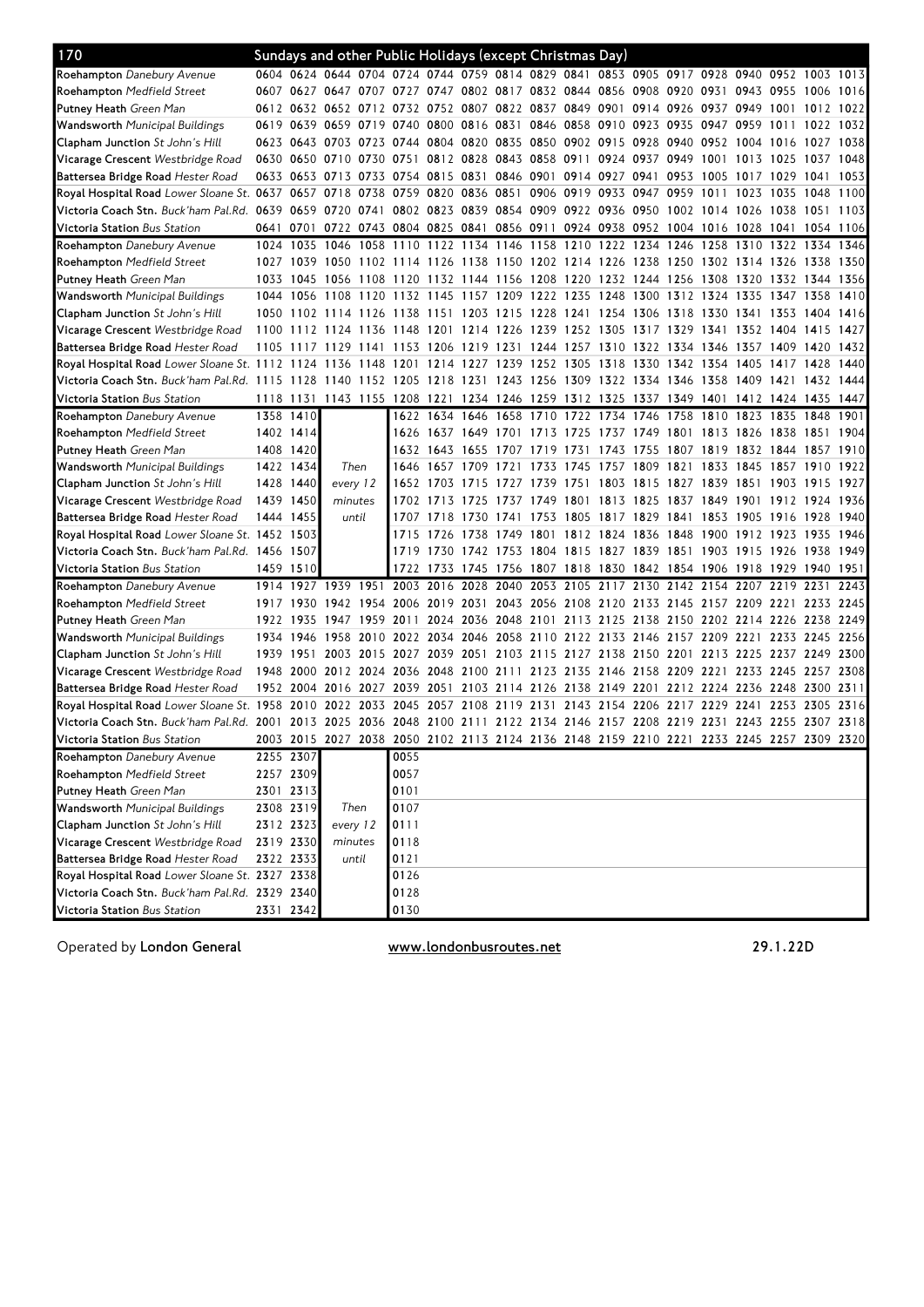## 170 Sundays and other Public Holidays (except Christmas Day)

| Stop | | | | | | | | | | | | | | | | | | |
|---|---|---|---|---|---|---|---|---|---|---|---|---|---|---|---|---|---|---|
| **Roehampton** *Danebury Avenue* | 0604 | 0624 | 0644 | 0704 | 0724 | 0744 | 0759 | 0814 | 0829 | 0841 | 0853 | 0905 | 0917 | 0928 | 0940 | 0952 | 1003 | 1013 |
| **Roehampton** *Medfield Street* | 0607 | 0627 | 0647 | 0707 | 0727 | 0747 | 0802 | 0817 | 0832 | 0844 | 0856 | 0908 | 0920 | 0931 | 0943 | 0955 | 1006 | 1016 |
| **Putney Heath** *Green Man* | 0612 | 0632 | 0652 | 0712 | 0732 | 0752 | 0807 | 0822 | 0837 | 0849 | 0901 | 0914 | 0926 | 0937 | 0949 | 1001 | 1012 | 1022 |
| **Wandsworth** *Municipal Buildings* | 0619 | 0639 | 0659 | 0719 | 0740 | 0800 | 0816 | 0831 | 0846 | 0858 | 0910 | 0923 | 0935 | 0947 | 0959 | 1011 | 1022 | 1032 |
| **Clapham Junction** *St John's Hill* | 0623 | 0643 | 0703 | 0723 | 0744 | 0804 | 0820 | 0835 | 0850 | 0902 | 0915 | 0928 | 0940 | 0952 | 1004 | 1016 | 1027 | 1038 |
| **Vicarage Crescent** *Westbridge Road* | 0630 | 0650 | 0710 | 0730 | 0751 | 0812 | 0828 | 0843 | 0858 | 0911 | 0924 | 0937 | 0949 | 1001 | 1013 | 1025 | 1037 | 1048 |
| **Battersea Bridge Road** *Hester Road* | 0633 | 0653 | 0713 | 0733 | 0754 | 0815 | 0831 | 0846 | 0901 | 0914 | 0927 | 0941 | 0953 | 1005 | 1017 | 1029 | 1041 | 1053 |
| **Royal Hospital Road** *Lower Sloane St.* | 0637 | 0657 | 0718 | 0738 | 0759 | 0820 | 0836 | 0851 | 0906 | 0919 | 0933 | 0947 | 0959 | 1011 | 1023 | 1035 | 1048 | 1100 |
| **Victoria Coach Stn.** *Buck'ham Pal.Rd.* | 0639 | 0659 | 0720 | 0741 | 0802 | 0823 | 0839 | 0854 | 0909 | 0922 | 0936 | 0950 | 1002 | 1014 | 1026 | 1038 | 1051 | 1103 |
| **Victoria Station** *Bus Station* | 0641 | 0701 | 0722 | 0743 | 0804 | 0825 | 0841 | 0856 | 0911 | 0924 | 0938 | 0952 | 1004 | 1016 | 1028 | 1041 | 1054 | 1106 |
| **Roehampton** *Danebury Avenue* | 1024 | 1035 | 1046 | 1058 | 1110 | 1122 | 1134 | 1146 | 1158 | 1210 | 1222 | 1234 | 1246 | 1258 | 1310 | 1322 | 1334 | 1346 |
| **Roehampton** *Medfield Street* | 1027 | 1039 | 1050 | 1102 | 1114 | 1126 | 1138 | 1150 | 1202 | 1214 | 1226 | 1238 | 1250 | 1302 | 1314 | 1326 | 1338 | 1350 |
| **Putney Heath** *Green Man* | 1033 | 1045 | 1056 | 1108 | 1120 | 1132 | 1144 | 1156 | 1208 | 1220 | 1232 | 1244 | 1256 | 1308 | 1320 | 1332 | 1344 | 1356 |
| **Wandsworth** *Municipal Buildings* | 1044 | 1056 | 1108 | 1120 | 1132 | 1145 | 1157 | 1209 | 1222 | 1235 | 1248 | 1300 | 1312 | 1324 | 1335 | 1347 | 1358 | 1410 |
| **Clapham Junction** *St John's Hill* | 1050 | 1102 | 1114 | 1126 | 1138 | 1151 | 1203 | 1215 | 1228 | 1241 | 1254 | 1306 | 1318 | 1330 | 1341 | 1353 | 1404 | 1416 |
| **Vicarage Crescent** *Westbridge Road* | 1100 | 1112 | 1124 | 1136 | 1148 | 1201 | 1214 | 1226 | 1239 | 1252 | 1305 | 1317 | 1329 | 1341 | 1352 | 1404 | 1415 | 1427 |
| **Battersea Bridge Road** *Hester Road* | 1105 | 1117 | 1129 | 1141 | 1153 | 1206 | 1219 | 1231 | 1244 | 1257 | 1310 | 1322 | 1334 | 1346 | 1357 | 1409 | 1420 | 1432 |
| **Royal Hospital Road** *Lower Sloane St.* | 1112 | 1124 | 1136 | 1148 | 1201 | 1214 | 1227 | 1239 | 1252 | 1305 | 1318 | 1330 | 1342 | 1354 | 1405 | 1417 | 1428 | 1440 |
| **Victoria Coach Stn.** *Buck'ham Pal.Rd.* | 1115 | 1128 | 1140 | 1152 | 1205 | 1218 | 1231 | 1243 | 1256 | 1309 | 1322 | 1334 | 1346 | 1358 | 1409 | 1421 | 1432 | 1444 |
| **Victoria Station** *Bus Station* | 1118 | 1131 | 1143 | 1155 | 1208 | 1221 | 1234 | 1246 | 1259 | 1312 | 1325 | 1337 | 1349 | 1401 | 1412 | 1424 | 1435 | 1447 |
| **Roehampton** *Danebury Avenue* | 1358 | 1410 | Then every 12 minutes until | | 1622 | 1634 | 1646 | 1658 | 1710 | 1722 | 1734 | 1746 | 1758 | 1810 | 1823 | 1835 | 1848 | 1901 |
| **Roehampton** *Medfield Street* | 1402 | 1414 | | | 1626 | 1637 | 1649 | 1701 | 1713 | 1725 | 1737 | 1749 | 1801 | 1813 | 1826 | 1838 | 1851 | 1904 |
| **Putney Heath** *Green Man* | 1408 | 1420 | | | 1632 | 1643 | 1655 | 1707 | 1719 | 1731 | 1743 | 1755 | 1807 | 1819 | 1832 | 1844 | 1857 | 1910 |
| **Wandsworth** *Municipal Buildings* | 1422 | 1434 | | | 1646 | 1657 | 1709 | 1721 | 1733 | 1745 | 1757 | 1809 | 1821 | 1833 | 1845 | 1857 | 1910 | 1922 |
| **Clapham Junction** *St John's Hill* | 1428 | 1440 | | | 1652 | 1703 | 1715 | 1727 | 1739 | 1751 | 1803 | 1815 | 1827 | 1839 | 1851 | 1903 | 1915 | 1927 |
| **Vicarage Crescent** *Westbridge Road* | 1439 | 1450 | | | 1702 | 1713 | 1725 | 1737 | 1749 | 1801 | 1813 | 1825 | 1837 | 1849 | 1901 | 1912 | 1924 | 1936 |
| **Battersea Bridge Road** *Hester Road* | 1444 | 1455 | | | 1707 | 1718 | 1730 | 1741 | 1753 | 1805 | 1817 | 1829 | 1841 | 1853 | 1905 | 1916 | 1928 | 1940 |
| **Royal Hospital Road** *Lower Sloane St.* | 1452 | 1503 | | | 1715 | 1726 | 1738 | 1749 | 1801 | 1812 | 1824 | 1836 | 1848 | 1900 | 1912 | 1923 | 1935 | 1946 |
| **Victoria Coach Stn.** *Buck'ham Pal.Rd.* | 1456 | 1507 | | | 1719 | 1730 | 1742 | 1753 | 1804 | 1815 | 1827 | 1839 | 1851 | 1903 | 1915 | 1926 | 1938 | 1949 |
| **Victoria Station** *Bus Station* | 1459 | 1510 | | | 1722 | 1733 | 1745 | 1756 | 1807 | 1818 | 1830 | 1842 | 1854 | 1906 | 1918 | 1929 | 1940 | 1951 |
| **Roehampton** *Danebury Avenue* | 1914 | 1927 | 1939 | 1951 | 2003 | 2016 | 2028 | 2040 | 2053 | 2105 | 2117 | 2130 | 2142 | 2154 | 2207 | 2219 | 2231 | 2243 |
| **Roehampton** *Medfield Street* | 1917 | 1930 | 1942 | 1954 | 2006 | 2019 | 2031 | 2043 | 2056 | 2108 | 2120 | 2133 | 2145 | 2157 | 2209 | 2221 | 2233 | 2245 |
| **Putney Heath** *Green Man* | 1922 | 1935 | 1947 | 1959 | 2011 | 2024 | 2036 | 2048 | 2101 | 2113 | 2125 | 2138 | 2150 | 2202 | 2214 | 2226 | 2238 | 2249 |
| **Wandsworth** *Municipal Buildings* | 1934 | 1946 | 1958 | 2010 | 2022 | 2034 | 2046 | 2058 | 2110 | 2122 | 2133 | 2146 | 2157 | 2209 | 2221 | 2233 | 2245 | 2256 |
| **Clapham Junction** *St John's Hill* | 1939 | 1951 | 2003 | 2015 | 2027 | 2039 | 2051 | 2103 | 2115 | 2127 | 2138 | 2150 | 2201 | 2213 | 2225 | 2237 | 2249 | 2300 |
| **Vicarage Crescent** *Westbridge Road* | 1948 | 2000 | 2012 | 2024 | 2036 | 2048 | 2100 | 2111 | 2123 | 2135 | 2146 | 2158 | 2209 | 2221 | 2233 | 2245 | 2257 | 2308 |
| **Battersea Bridge Road** *Hester Road* | 1952 | 2004 | 2016 | 2027 | 2039 | 2051 | 2103 | 2114 | 2126 | 2138 | 2149 | 2201 | 2212 | 2224 | 2236 | 2248 | 2300 | 2311 |
| **Royal Hospital Road** *Lower Sloane St.* | 1958 | 2010 | 2022 | 2033 | 2045 | 2057 | 2108 | 2119 | 2131 | 2143 | 2154 | 2206 | 2217 | 2229 | 2241 | 2253 | 2305 | 2316 |
| **Victoria Coach Stn.** *Buck'ham Pal.Rd.* | 2001 | 2013 | 2025 | 2036 | 2048 | 2100 | 2111 | 2122 | 2134 | 2146 | 2157 | 2208 | 2219 | 2231 | 2243 | 2255 | 2307 | 2318 |
| **Victoria Station** *Bus Station* | 2003 | 2015 | 2027 | 2038 | 2050 | 2102 | 2113 | 2124 | 2136 | 2148 | 2159 | 2210 | 2221 | 2233 | 2245 | 2257 | 2309 | 2320 |
| **Roehampton** *Danebury Avenue* | 2255 | 2307 | Then every 12 minutes until | | 0055 | | | | | | | | | | | | | |
| **Roehampton** *Medfield Street* | 2257 | 2309 | | | 0057 | | | | | | | | | | | | | |
| **Putney Heath** *Green Man* | 2301 | 2313 | | | 0101 | | | | | | | | | | | | | |
| **Wandsworth** *Municipal Buildings* | 2308 | 2319 | | | 0107 | | | | | | | | | | | | | |
| **Clapham Junction** *St John's Hill* | 2312 | 2323 | | | 0111 | | | | | | | | | | | | | |
| **Vicarage Crescent** *Westbridge Road* | 2319 | 2330 | | | 0118 | | | | | | | | | | | | | |
| **Battersea Bridge Road** *Hester Road* | 2322 | 2333 | | | 0121 | | | | | | | | | | | | | |
| **Royal Hospital Road** *Lower Sloane St.* | 2327 | 2338 | | | 0126 | | | | | | | | | | | | | |
| **Victoria Coach Stn.** *Buck'ham Pal.Rd.* | 2329 | 2340 | | | 0128 | | | | | | | | | | | | | |
| **Victoria Station** *Bus Station* | 2331 | 2342 | | | 0130 | | | | | | | | | | | | | |

Operated by **London General** www.londonbusroutes.net 29.1.22D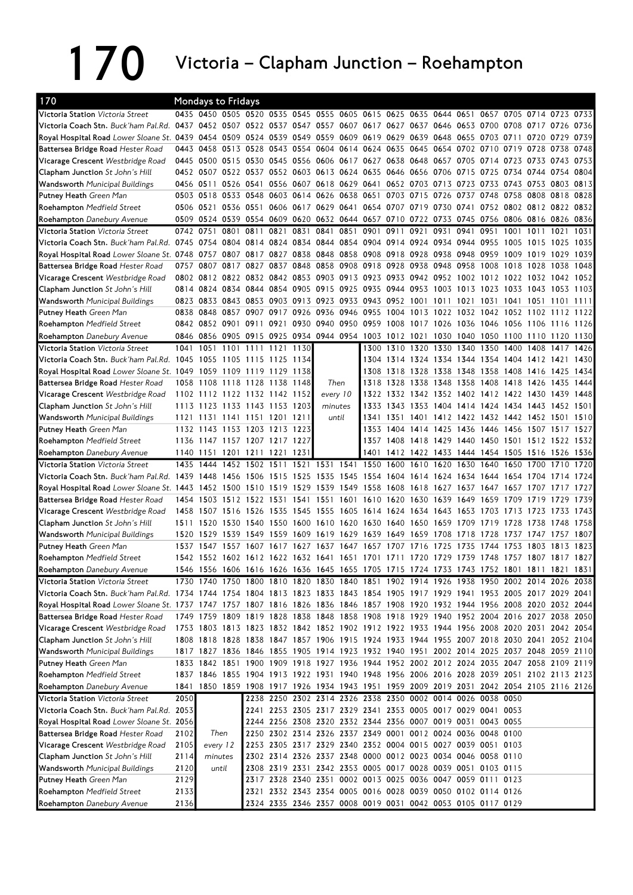# 170 Victoria – Clapham Junction – Roehampton

**170 — Mondays to Fridays**

| Stop | | | | | | | | | | | | | | | | | | |
|---|---|---|---|---|---|---|---|---|---|---|---|---|---|---|---|---|---|---|
| **Victoria Station** *Victoria Street* | 0435 | 0450 | 0505 | 0520 | 0535 | 0545 | 0555 | 0605 | 0615 | 0625 | 0635 | 0644 | 0651 | 0657 | 0705 | 0714 | 0723 | 0733 |
| **Victoria Coach Stn.** *Buck'ham Pal.Rd.* | 0437 | 0452 | 0507 | 0522 | 0537 | 0547 | 0557 | 0607 | 0617 | 0627 | 0637 | 0646 | 0653 | 0700 | 0708 | 0717 | 0726 | 0736 |
| **Royal Hospital Road** *Lower Sloane St.* | 0439 | 0454 | 0509 | 0524 | 0539 | 0549 | 0559 | 0609 | 0619 | 0629 | 0639 | 0648 | 0655 | 0703 | 0711 | 0720 | 0729 | 0739 |
| **Battersea Bridge Road** *Hester Road* | 0443 | 0458 | 0513 | 0528 | 0543 | 0554 | 0604 | 0614 | 0624 | 0635 | 0645 | 0654 | 0702 | 0710 | 0719 | 0728 | 0738 | 0748 |
| **Vicarage Crescent** *Westbridge Road* | 0445 | 0500 | 0515 | 0530 | 0545 | 0556 | 0606 | 0617 | 0627 | 0638 | 0648 | 0657 | 0705 | 0714 | 0723 | 0733 | 0743 | 0753 |
| **Clapham Junction** *St John's Hill* | 0452 | 0507 | 0522 | 0537 | 0552 | 0603 | 0613 | 0624 | 0635 | 0646 | 0656 | 0706 | 0715 | 0725 | 0734 | 0744 | 0754 | 0804 |
| **Wandsworth** *Municipal Buildings* | 0456 | 0511 | 0526 | 0541 | 0556 | 0607 | 0618 | 0629 | 0641 | 0652 | 0703 | 0713 | 0723 | 0733 | 0743 | 0753 | 0803 | 0813 |
| **Putney Heath** *Green Man* | 0503 | 0518 | 0533 | 0548 | 0603 | 0614 | 0626 | 0638 | 0651 | 0703 | 0715 | 0726 | 0737 | 0748 | 0758 | 0808 | 0818 | 0828 |
| **Roehampton** *Medfield Street* | 0506 | 0521 | 0536 | 0551 | 0606 | 0617 | 0629 | 0641 | 0654 | 0707 | 0719 | 0730 | 0741 | 0752 | 0802 | 0812 | 0822 | 0832 |
| **Roehampton** *Danebury Avenue* | 0509 | 0524 | 0539 | 0554 | 0609 | 0620 | 0632 | 0644 | 0657 | 0710 | 0722 | 0733 | 0745 | 0756 | 0806 | 0816 | 0826 | 0836 |
| **Victoria Station** *Victoria Street* | 0742 | 0751 | 0801 | 0811 | 0821 | 0831 | 0841 | 0851 | 0901 | 0911 | 0921 | 0931 | 0941 | 0951 | 1001 | 1011 | 1021 | 1031 |
| **Victoria Coach Stn.** *Buck'ham Pal.Rd.* | 0745 | 0754 | 0804 | 0814 | 0824 | 0834 | 0844 | 0854 | 0904 | 0914 | 0924 | 0934 | 0944 | 0955 | 1005 | 1015 | 1025 | 1035 |
| **Royal Hospital Road** *Lower Sloane St.* | 0748 | 0757 | 0807 | 0817 | 0827 | 0838 | 0848 | 0858 | 0908 | 0918 | 0928 | 0938 | 0948 | 0959 | 1009 | 1019 | 1029 | 1039 |
| **Battersea Bridge Road** *Hester Road* | 0757 | 0807 | 0817 | 0827 | 0837 | 0848 | 0858 | 0908 | 0918 | 0928 | 0938 | 0948 | 0958 | 1008 | 1018 | 1028 | 1038 | 1048 |
| **Vicarage Crescent** *Westbridge Road* | 0802 | 0812 | 0822 | 0832 | 0842 | 0853 | 0903 | 0913 | 0923 | 0933 | 0942 | 0952 | 1002 | 1012 | 1022 | 1032 | 1042 | 1052 |
| **Clapham Junction** *St John's Hill* | 0814 | 0824 | 0834 | 0844 | 0854 | 0905 | 0915 | 0925 | 0935 | 0944 | 0953 | 1003 | 1013 | 1023 | 1033 | 1043 | 1053 | 1103 |
| **Wandsworth** *Municipal Buildings* | 0823 | 0833 | 0843 | 0853 | 0903 | 0913 | 0923 | 0933 | 0943 | 0952 | 1001 | 1011 | 1021 | 1031 | 1041 | 1051 | 1101 | 1111 |
| **Putney Heath** *Green Man* | 0838 | 0848 | 0857 | 0907 | 0917 | 0926 | 0936 | 0946 | 0955 | 1004 | 1013 | 1022 | 1032 | 1042 | 1052 | 1102 | 1112 | 1122 |
| **Roehampton** *Medfield Street* | 0842 | 0852 | 0901 | 0911 | 0921 | 0930 | 0940 | 0950 | 0959 | 1008 | 1017 | 1026 | 1036 | 1046 | 1056 | 1106 | 1116 | 1126 |
| **Roehampton** *Danebury Avenue* | 0846 | 0856 | 0905 | 0915 | 0925 | 0934 | 0944 | 0954 | 1003 | 1012 | 1021 | 1030 | 1040 | 1050 | 1100 | 1110 | 1120 | 1130 |
| **Victoria Station** *Victoria Street* | 1041 | 1051 | 1101 | 1111 | 1121 | 1130 | Then every 10 minutes until | | 1300 | 1310 | 1320 | 1330 | 1340 | 1350 | 1400 | 1408 | 1417 | 1426 |
| **Victoria Coach Stn.** *Buck'ham Pal.Rd.* | 1045 | 1055 | 1105 | 1115 | 1125 | 1134 | | | 1304 | 1314 | 1324 | 1334 | 1344 | 1354 | 1404 | 1412 | 1421 | 1430 |
| **Royal Hospital Road** *Lower Sloane St.* | 1049 | 1059 | 1109 | 1119 | 1129 | 1138 | | | 1308 | 1318 | 1328 | 1338 | 1348 | 1358 | 1408 | 1416 | 1425 | 1434 |
| **Battersea Bridge Road** *Hester Road* | 1058 | 1108 | 1118 | 1128 | 1138 | 1148 | | | 1318 | 1328 | 1338 | 1348 | 1358 | 1408 | 1418 | 1426 | 1435 | 1444 |
| **Vicarage Crescent** *Westbridge Road* | 1102 | 1112 | 1122 | 1132 | 1142 | 1152 | | | 1322 | 1332 | 1342 | 1352 | 1402 | 1412 | 1422 | 1430 | 1439 | 1448 |
| **Clapham Junction** *St John's Hill* | 1113 | 1123 | 1133 | 1143 | 1153 | 1203 | | | 1333 | 1343 | 1353 | 1404 | 1414 | 1424 | 1434 | 1443 | 1452 | 1501 |
| **Wandsworth** *Municipal Buildings* | 1121 | 1131 | 1141 | 1151 | 1201 | 1211 | | | 1341 | 1351 | 1401 | 1412 | 1422 | 1432 | 1442 | 1452 | 1501 | 1510 |
| **Putney Heath** *Green Man* | 1132 | 1143 | 1153 | 1203 | 1213 | 1223 | | | 1353 | 1404 | 1414 | 1425 | 1436 | 1446 | 1456 | 1507 | 1517 | 1527 |
| **Roehampton** *Medfield Street* | 1136 | 1147 | 1157 | 1207 | 1217 | 1227 | | | 1357 | 1408 | 1418 | 1429 | 1440 | 1450 | 1501 | 1512 | 1522 | 1532 |
| **Roehampton** *Danebury Avenue* | 1140 | 1151 | 1201 | 1211 | 1221 | 1231 | | | 1401 | 1412 | 1422 | 1433 | 1444 | 1454 | 1505 | 1516 | 1526 | 1536 |
| **Victoria Station** *Victoria Street* | 1435 | 1444 | 1452 | 1502 | 1511 | 1521 | 1531 | 1541 | 1550 | 1600 | 1610 | 1620 | 1630 | 1640 | 1650 | 1700 | 1710 | 1720 |
| **Victoria Coach Stn.** *Buck'ham Pal.Rd.* | 1439 | 1448 | 1456 | 1506 | 1515 | 1525 | 1535 | 1545 | 1554 | 1604 | 1614 | 1624 | 1634 | 1644 | 1654 | 1704 | 1714 | 1724 |
| **Royal Hospital Road** *Lower Sloane St.* | 1443 | 1452 | 1500 | 1510 | 1519 | 1529 | 1539 | 1549 | 1558 | 1608 | 1618 | 1627 | 1637 | 1647 | 1657 | 1707 | 1717 | 1727 |
| **Battersea Bridge Road** *Hester Road* | 1454 | 1503 | 1512 | 1522 | 1531 | 1541 | 1551 | 1601 | 1610 | 1620 | 1630 | 1639 | 1649 | 1659 | 1709 | 1719 | 1729 | 1739 |
| **Vicarage Crescent** *Westbridge Road* | 1458 | 1507 | 1516 | 1526 | 1535 | 1545 | 1555 | 1605 | 1614 | 1624 | 1634 | 1643 | 1653 | 1703 | 1713 | 1723 | 1733 | 1743 |
| **Clapham Junction** *St John's Hill* | 1511 | 1520 | 1530 | 1540 | 1550 | 1600 | 1610 | 1620 | 1630 | 1640 | 1650 | 1659 | 1709 | 1719 | 1728 | 1738 | 1748 | 1758 |
| **Wandsworth** *Municipal Buildings* | 1520 | 1529 | 1539 | 1549 | 1559 | 1609 | 1619 | 1629 | 1639 | 1649 | 1659 | 1708 | 1718 | 1728 | 1737 | 1747 | 1757 | 1807 |
| **Putney Heath** *Green Man* | 1537 | 1547 | 1557 | 1607 | 1617 | 1627 | 1637 | 1647 | 1657 | 1707 | 1716 | 1725 | 1735 | 1744 | 1753 | 1803 | 1813 | 1823 |
| **Roehampton** *Medfield Street* | 1542 | 1552 | 1602 | 1612 | 1622 | 1632 | 1641 | 1651 | 1701 | 1711 | 1720 | 1729 | 1739 | 1748 | 1757 | 1807 | 1817 | 1827 |
| **Roehampton** *Danebury Avenue* | 1546 | 1556 | 1606 | 1616 | 1626 | 1636 | 1645 | 1655 | 1705 | 1715 | 1724 | 1733 | 1743 | 1752 | 1801 | 1811 | 1821 | 1831 |
| **Victoria Station** *Victoria Street* | 1730 | 1740 | 1750 | 1800 | 1810 | 1820 | 1830 | 1840 | 1851 | 1902 | 1914 | 1926 | 1938 | 1950 | 2002 | 2014 | 2026 | 2038 |
| **Victoria Coach Stn.** *Buck'ham Pal.Rd.* | 1734 | 1744 | 1754 | 1804 | 1813 | 1823 | 1833 | 1843 | 1854 | 1905 | 1917 | 1929 | 1941 | 1953 | 2005 | 2017 | 2029 | 2041 |
| **Royal Hospital Road** *Lower Sloane St.* | 1737 | 1747 | 1757 | 1807 | 1816 | 1826 | 1836 | 1846 | 1857 | 1908 | 1920 | 1932 | 1944 | 1956 | 2008 | 2020 | 2032 | 2044 |
| **Battersea Bridge Road** *Hester Road* | 1749 | 1759 | 1809 | 1819 | 1828 | 1838 | 1848 | 1858 | 1908 | 1918 | 1929 | 1940 | 1952 | 2004 | 2016 | 2027 | 2038 | 2050 |
| **Vicarage Crescent** *Westbridge Road* | 1753 | 1803 | 1813 | 1823 | 1832 | 1842 | 1852 | 1902 | 1912 | 1922 | 1933 | 1944 | 1956 | 2008 | 2020 | 2031 | 2042 | 2054 |
| **Clapham Junction** *St John's Hill* | 1808 | 1818 | 1828 | 1838 | 1847 | 1857 | 1906 | 1915 | 1924 | 1933 | 1944 | 1955 | 2007 | 2018 | 2030 | 2041 | 2052 | 2104 |
| **Wandsworth** *Municipal Buildings* | 1817 | 1827 | 1836 | 1846 | 1855 | 1905 | 1914 | 1923 | 1932 | 1940 | 1951 | 2002 | 2014 | 2025 | 2037 | 2048 | 2059 | 2110 |
| **Putney Heath** *Green Man* | 1833 | 1842 | 1851 | 1900 | 1909 | 1918 | 1927 | 1936 | 1944 | 1952 | 2002 | 2012 | 2024 | 2035 | 2047 | 2058 | 2109 | 2119 |
| **Roehampton** *Medfield Street* | 1837 | 1846 | 1855 | 1904 | 1913 | 1922 | 1931 | 1940 | 1948 | 1956 | 2006 | 2016 | 2028 | 2039 | 2051 | 2102 | 2113 | 2123 |
| **Roehampton** *Danebury Avenue* | 1841 | 1850 | 1859 | 1908 | 1917 | 1926 | 1934 | 1943 | 1951 | 1959 | 2009 | 2019 | 2031 | 2042 | 2054 | 2105 | 2116 | 2126 |
| **Victoria Station** *Victoria Street* | 2050 | Then every 12 minutes until | | 2238 | 2250 | 2302 | 2314 | 2326 | 2338 | 2350 | 0002 | 0014 | 0026 | 0038 | 0050 | | | |
| **Victoria Coach Stn.** *Buck'ham Pal.Rd.* | 2053 | | | 2241 | 2253 | 2305 | 2317 | 2329 | 2341 | 2353 | 0005 | 0017 | 0029 | 0041 | 0053 | | | |
| **Royal Hospital Road** *Lower Sloane St.* | 2056 | | | 2244 | 2256 | 2308 | 2320 | 2332 | 2344 | 2356 | 0007 | 0019 | 0031 | 0043 | 0055 | | | |
| **Battersea Bridge Road** *Hester Road* | 2102 | | | 2250 | 2302 | 2314 | 2326 | 2337 | 2349 | 0001 | 0012 | 0024 | 0036 | 0048 | 0100 | | | |
| **Vicarage Crescent** *Westbridge Road* | 2105 | | | 2253 | 2305 | 2317 | 2329 | 2340 | 2352 | 0004 | 0015 | 0027 | 0039 | 0051 | 0103 | | | |
| **Clapham Junction** *St John's Hill* | 2114 | | | 2302 | 2314 | 2326 | 2337 | 2348 | 0000 | 0012 | 0023 | 0034 | 0046 | 0058 | 0110 | | | |
| **Wandsworth** *Municipal Buildings* | 2120 | | | 2308 | 2319 | 2331 | 2342 | 2353 | 0005 | 0017 | 0028 | 0039 | 0051 | 0103 | 0115 | | | |
| **Putney Heath** *Green Man* | 2129 | | | 2317 | 2328 | 2340 | 2351 | 0002 | 0013 | 0025 | 0036 | 0047 | 0059 | 0111 | 0123 | | | |
| **Roehampton** *Medfield Street* | 2133 | | | 2321 | 2332 | 2343 | 2354 | 0005 | 0016 | 0028 | 0039 | 0050 | 0102 | 0114 | 0126 | | | |
| **Roehampton** *Danebury Avenue* | 2136 | | | 2324 | 2335 | 2346 | 2357 | 0008 | 0019 | 0031 | 0042 | 0053 | 0105 | 0117 | 0129 | | | |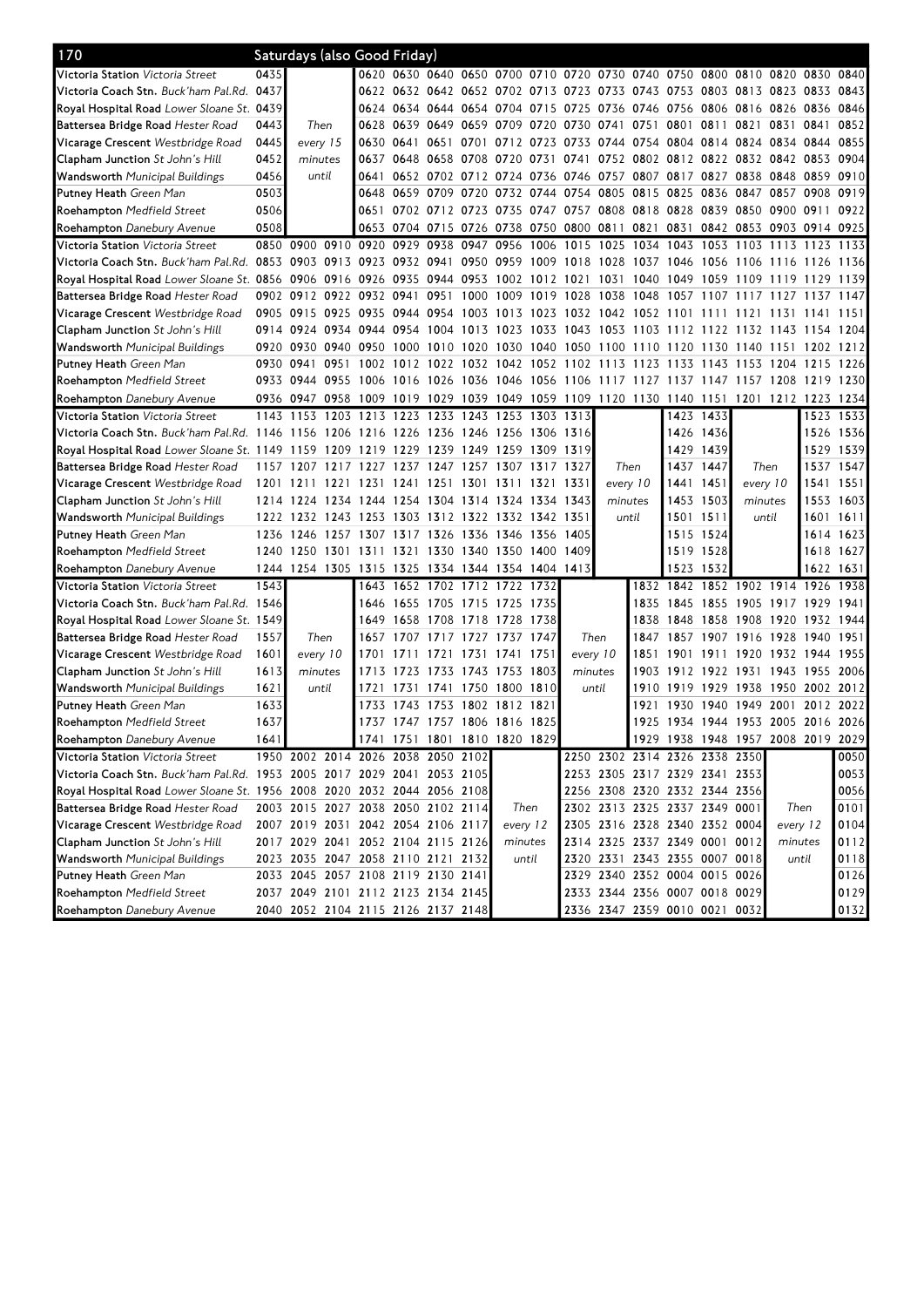## 170 Saturdays (also Good Friday)

| Stop | | | | | | | | | | | | | | | | | |
|---|---|---|---|---|---|---|---|---|---|---|---|---|---|---|---|---|---|
| Victoria Station *Victoria Street* | 0435 | Then every 15 minutes until | | 0620 | 0630 | 0640 | 0650 | 0700 | 0710 | 0720 | 0730 | 0740 | 0750 | 0800 | 0810 | 0820 | 0830 | 0840 |
| Victoria Coach Stn. *Buck'ham Pal.Rd.* | 0437 | | | 0622 | 0632 | 0642 | 0652 | 0702 | 0713 | 0723 | 0733 | 0743 | 0753 | 0803 | 0813 | 0823 | 0833 | 0843 |
| Royal Hospital Road *Lower Sloane St.* | 0439 | | | 0624 | 0634 | 0644 | 0654 | 0704 | 0715 | 0725 | 0736 | 0746 | 0756 | 0806 | 0816 | 0826 | 0836 | 0846 |
| Battersea Bridge Road *Hester Road* | 0443 | | | 0628 | 0639 | 0649 | 0659 | 0709 | 0720 | 0730 | 0741 | 0751 | 0801 | 0811 | 0821 | 0831 | 0841 | 0852 |
| Vicarage Crescent *Westbridge Road* | 0445 | | | 0630 | 0641 | 0651 | 0701 | 0712 | 0723 | 0733 | 0744 | 0754 | 0804 | 0814 | 0824 | 0834 | 0844 | 0855 |
| Clapham Junction *St John's Hill* | 0452 | | | 0637 | 0648 | 0658 | 0708 | 0720 | 0731 | 0741 | 0752 | 0802 | 0812 | 0822 | 0832 | 0842 | 0853 | 0904 |
| Wandsworth *Municipal Buildings* | 0456 | | | 0641 | 0652 | 0702 | 0712 | 0724 | 0736 | 0746 | 0757 | 0807 | 0817 | 0827 | 0838 | 0848 | 0859 | 0910 |
| Putney Heath *Green Man* | 0503 | | | 0648 | 0659 | 0709 | 0720 | 0732 | 0744 | 0754 | 0805 | 0815 | 0825 | 0836 | 0847 | 0857 | 0908 | 0919 |
| Roehampton *Medfield Street* | 0506 | | | 0651 | 0702 | 0712 | 0723 | 0735 | 0747 | 0757 | 0808 | 0818 | 0828 | 0839 | 0850 | 0900 | 0911 | 0922 |
| Roehampton *Danebury Avenue* | 0508 | | | 0653 | 0704 | 0715 | 0726 | 0738 | 0750 | 0800 | 0811 | 0821 | 0831 | 0842 | 0853 | 0903 | 0914 | 0925 |

| Stop | | | | | | | | | | | | | | | | | | |
|---|---|---|---|---|---|---|---|---|---|---|---|---|---|---|---|---|---|---|
| Victoria Station *Victoria Street* | 0850 | 0900 | 0910 | 0920 | 0929 | 0938 | 0947 | 0956 | 1006 | 1015 | 1025 | 1034 | 1043 | 1053 | 1103 | 1113 | 1123 | 1133 |
| Victoria Coach Stn. *Buck'ham Pal.Rd.* | 0853 | 0903 | 0913 | 0923 | 0932 | 0941 | 0950 | 0959 | 1009 | 1018 | 1028 | 1037 | 1046 | 1056 | 1106 | 1116 | 1126 | 1136 |
| Royal Hospital Road *Lower Sloane St.* | 0856 | 0906 | 0916 | 0926 | 0935 | 0944 | 0953 | 1002 | 1012 | 1021 | 1031 | 1040 | 1049 | 1059 | 1109 | 1119 | 1129 | 1139 |
| Battersea Bridge Road *Hester Road* | 0902 | 0912 | 0922 | 0932 | 0941 | 0951 | 1000 | 1009 | 1019 | 1028 | 1038 | 1048 | 1057 | 1107 | 1117 | 1127 | 1137 | 1147 |
| Vicarage Crescent *Westbridge Road* | 0905 | 0915 | 0925 | 0935 | 0944 | 0954 | 1003 | 1013 | 1023 | 1032 | 1042 | 1052 | 1101 | 1111 | 1121 | 1131 | 1141 | 1151 |
| Clapham Junction *St John's Hill* | 0914 | 0924 | 0934 | 0944 | 0954 | 1004 | 1013 | 1023 | 1033 | 1043 | 1053 | 1103 | 1112 | 1122 | 1132 | 1143 | 1154 | 1204 |
| Wandsworth *Municipal Buildings* | 0920 | 0930 | 0940 | 0950 | 1000 | 1010 | 1020 | 1030 | 1040 | 1050 | 1100 | 1110 | 1120 | 1130 | 1140 | 1151 | 1202 | 1212 |
| Putney Heath *Green Man* | 0930 | 0941 | 0951 | 1002 | 1012 | 1022 | 1032 | 1042 | 1052 | 1102 | 1113 | 1123 | 1133 | 1143 | 1153 | 1204 | 1215 | 1226 |
| Roehampton *Medfield Street* | 0933 | 0944 | 0955 | 1006 | 1016 | 1026 | 1036 | 1046 | 1056 | 1106 | 1117 | 1127 | 1137 | 1147 | 1157 | 1208 | 1219 | 1230 |
| Roehampton *Danebury Avenue* | 0936 | 0947 | 0958 | 1009 | 1019 | 1029 | 1039 | 1049 | 1059 | 1109 | 1120 | 1130 | 1140 | 1151 | 1201 | 1212 | 1223 | 1234 |

| Stop | | | | | | | | | | | | | | | | | | |
|---|---|---|---|---|---|---|---|---|---|---|---|---|---|---|---|---|---|---|
| Victoria Station *Victoria Street* | 1143 | 1153 | 1203 | 1213 | 1223 | 1233 | 1243 | 1253 | 1303 | 1313 | Then every 10 minutes until | | 1423 | 1433 | Then every 10 minutes until | | 1523 | 1533 |
| Victoria Coach Stn. *Buck'ham Pal.Rd.* | 1146 | 1156 | 1206 | 1216 | 1226 | 1236 | 1246 | 1256 | 1306 | 1316 | | | 1426 | 1436 | | | 1526 | 1536 |
| Royal Hospital Road *Lower Sloane St.* | 1149 | 1159 | 1209 | 1219 | 1229 | 1239 | 1249 | 1259 | 1309 | 1319 | | | 1429 | 1439 | | | 1529 | 1539 |
| Battersea Bridge Road *Hester Road* | 1157 | 1207 | 1217 | 1227 | 1237 | 1247 | 1257 | 1307 | 1317 | 1327 | | | 1437 | 1447 | | | 1537 | 1547 |
| Vicarage Crescent *Westbridge Road* | 1201 | 1211 | 1221 | 1231 | 1241 | 1251 | 1301 | 1311 | 1321 | 1331 | | | 1441 | 1451 | | | 1541 | 1551 |
| Clapham Junction *St John's Hill* | 1214 | 1224 | 1234 | 1244 | 1254 | 1304 | 1314 | 1324 | 1334 | 1343 | | | 1453 | 1503 | | | 1553 | 1603 |
| Wandsworth *Municipal Buildings* | 1222 | 1232 | 1243 | 1253 | 1303 | 1312 | 1322 | 1332 | 1342 | 1351 | | | 1501 | 1511 | | | 1601 | 1611 |
| Putney Heath *Green Man* | 1236 | 1246 | 1257 | 1307 | 1317 | 1326 | 1336 | 1346 | 1356 | 1405 | | | 1515 | 1524 | | | 1614 | 1623 |
| Roehampton *Medfield Street* | 1240 | 1250 | 1301 | 1311 | 1321 | 1330 | 1340 | 1350 | 1400 | 1409 | | | 1519 | 1528 | | | 1618 | 1627 |
| Roehampton *Danebury Avenue* | 1244 | 1254 | 1305 | 1315 | 1325 | 1334 | 1344 | 1354 | 1404 | 1413 | | | 1523 | 1532 | | | 1622 | 1631 |

| Stop | | | | | | | | | | | | | | | | | |
|---|---|---|---|---|---|---|---|---|---|---|---|---|---|---|---|---|---|
| Victoria Station *Victoria Street* | 1543 | Then every 10 minutes until | | 1643 | 1652 | 1702 | 1712 | 1722 | 1732 | Then every 10 minutes until | | 1832 | 1842 | 1852 | 1902 | 1914 | 1926 | 1938 |
| Victoria Coach Stn. *Buck'ham Pal.Rd.* | 1546 | | | 1646 | 1655 | 1705 | 1715 | 1725 | 1735 | | | 1835 | 1845 | 1855 | 1905 | 1917 | 1929 | 1941 |
| Royal Hospital Road *Lower Sloane St.* | 1549 | | | 1649 | 1658 | 1708 | 1718 | 1728 | 1738 | | | 1838 | 1848 | 1858 | 1908 | 1920 | 1932 | 1944 |
| Battersea Bridge Road *Hester Road* | 1557 | | | 1657 | 1707 | 1717 | 1727 | 1737 | 1747 | | | 1847 | 1857 | 1907 | 1916 | 1928 | 1940 | 1951 |
| Vicarage Crescent *Westbridge Road* | 1601 | | | 1701 | 1711 | 1721 | 1731 | 1741 | 1751 | | | 1851 | 1901 | 1911 | 1920 | 1932 | 1944 | 1955 |
| Clapham Junction *St John's Hill* | 1613 | | | 1713 | 1723 | 1733 | 1743 | 1753 | 1803 | | | 1903 | 1912 | 1922 | 1931 | 1943 | 1955 | 2006 |
| Wandsworth *Municipal Buildings* | 1621 | | | 1721 | 1731 | 1741 | 1750 | 1800 | 1810 | | | 1910 | 1919 | 1929 | 1938 | 1950 | 2002 | 2012 |
| Putney Heath *Green Man* | 1633 | | | 1733 | 1743 | 1753 | 1802 | 1812 | 1821 | | | 1921 | 1930 | 1940 | 1949 | 2001 | 2012 | 2022 |
| Roehampton *Medfield Street* | 1637 | | | 1737 | 1747 | 1757 | 1806 | 1816 | 1825 | | | 1925 | 1934 | 1944 | 1953 | 2005 | 2016 | 2026 |
| Roehampton *Danebury Avenue* | 1641 | | | 1741 | 1751 | 1801 | 1810 | 1820 | 1829 | | | 1929 | 1938 | 1948 | 1957 | 2008 | 2019 | 2029 |

| Stop | | | | | | | | | | | | | | | | | | |
|---|---|---|---|---|---|---|---|---|---|---|---|---|---|---|---|---|---|---|
| Victoria Station *Victoria Street* | 1950 | 2002 | 2014 | 2026 | 2038 | 2050 | 2102 | Then every 12 minutes until | | 2250 | 2302 | 2314 | 2326 | 2338 | 2350 | Then every 12 minutes until | | 0050 |
| Victoria Coach Stn. *Buck'ham Pal.Rd.* | 1953 | 2005 | 2017 | 2029 | 2041 | 2053 | 2105 | | | 2253 | 2305 | 2317 | 2329 | 2341 | 2353 | | | 0053 |
| Royal Hospital Road *Lower Sloane St.* | 1956 | 2008 | 2020 | 2032 | 2044 | 2056 | 2108 | | | 2256 | 2308 | 2320 | 2332 | 2344 | 2356 | | | 0056 |
| Battersea Bridge Road *Hester Road* | 2003 | 2015 | 2027 | 2038 | 2050 | 2102 | 2114 | | | 2302 | 2313 | 2325 | 2337 | 2349 | 0001 | | | 0101 |
| Vicarage Crescent *Westbridge Road* | 2007 | 2019 | 2031 | 2042 | 2054 | 2106 | 2117 | | | 2305 | 2316 | 2328 | 2340 | 2352 | 0004 | | | 0104 |
| Clapham Junction *St John's Hill* | 2017 | 2029 | 2041 | 2052 | 2104 | 2115 | 2126 | | | 2314 | 2325 | 2337 | 2349 | 0001 | 0012 | | | 0112 |
| Wandsworth *Municipal Buildings* | 2023 | 2035 | 2047 | 2058 | 2110 | 2121 | 2132 | | | 2320 | 2331 | 2343 | 2355 | 0007 | 0018 | | | 0118 |
| Putney Heath *Green Man* | 2033 | 2045 | 2057 | 2108 | 2119 | 2130 | 2141 | | | 2329 | 2340 | 2352 | 0004 | 0015 | 0026 | | | 0126 |
| Roehampton *Medfield Street* | 2037 | 2049 | 2101 | 2112 | 2123 | 2134 | 2145 | | | 2333 | 2344 | 2356 | 0007 | 0018 | 0029 | | | 0129 |
| Roehampton *Danebury Avenue* | 2040 | 2052 | 2104 | 2115 | 2126 | 2137 | 2148 | | | 2336 | 2347 | 2359 | 0010 | 0021 | 0032 | | | 0132 |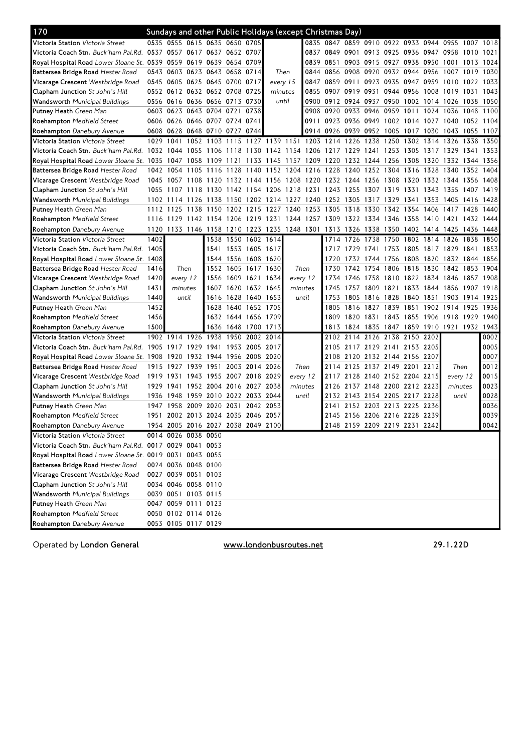# 170 Sundays and other Public Holidays (except Christmas Day)

| | | | | | | | | | | | | | | | | | | |
|---|---|---|---|---|---|---|---|---|---|---|---|---|---|---|---|---|---|---|
| Victoria Station *Victoria Street* | 0535 | 0555 | 0615 | 0635 | 0650 | 0705 | Then | | 0835 | 0847 | 0859 | 0910 | 0922 | 0933 | 0944 | 0955 | 1007 | 1018 |
| Victoria Coach Stn. *Buck'ham Pal.Rd.* | 0537 | 0557 | 0617 | 0637 | 0652 | 0707 | every 15 | | 0837 | 0849 | 0901 | 0913 | 0925 | 0936 | 0947 | 0958 | 1010 | 1021 |
| Royal Hospital Road *Lower Sloane St.* | 0539 | 0559 | 0619 | 0639 | 0654 | 0709 | minutes | | 0839 | 0851 | 0903 | 0915 | 0927 | 0938 | 0950 | 1001 | 1013 | 1024 |
| Battersea Bridge Road *Hester Road* | 0543 | 0603 | 0623 | 0643 | 0658 | 0714 | until | | 0844 | 0856 | 0908 | 0920 | 0932 | 0944 | 0956 | 1007 | 1019 | 1030 |
| Vicarage Crescent *Westbridge Road* | 0545 | 0605 | 0625 | 0645 | 0700 | 0717 | | | 0847 | 0859 | 0911 | 0923 | 0935 | 0947 | 0959 | 1010 | 1022 | 1033 |
| Clapham Junction *St John's Hill* | 0552 | 0612 | 0632 | 0652 | 0708 | 0725 | | | 0855 | 0907 | 0919 | 0931 | 0944 | 0956 | 1008 | 1019 | 1031 | 1043 |
| Wandsworth *Municipal Buildings* | 0556 | 0616 | 0636 | 0656 | 0713 | 0730 | | | 0900 | 0912 | 0924 | 0937 | 0950 | 1002 | 1014 | 1026 | 1038 | 1050 |
| Putney Heath *Green Man* | 0603 | 0623 | 0643 | 0704 | 0721 | 0738 | | | 0908 | 0920 | 0933 | 0946 | 0959 | 1011 | 1024 | 1036 | 1048 | 1100 |
| Roehampton *Medfield Street* | 0606 | 0626 | 0646 | 0707 | 0724 | 0741 | | | 0911 | 0923 | 0936 | 0949 | 1002 | 1014 | 1027 | 1040 | 1052 | 1104 |
| Roehampton *Danebury Avenue* | 0608 | 0628 | 0648 | 0710 | 0727 | 0744 | | | 0914 | 0926 | 0939 | 0952 | 1005 | 1017 | 1030 | 1043 | 1055 | 1107 |

| | | | | | | | | | | | | | | | | | | |
|---|---|---|---|---|---|---|---|---|---|---|---|---|---|---|---|---|---|---|
| Victoria Station *Victoria Street* | 1029 | 1041 | 1052 | 1103 | 1115 | 1127 | 1139 | 1151 | 1203 | 1214 | 1226 | 1238 | 1250 | 1302 | 1314 | 1326 | 1338 | 1350 |
| Victoria Coach Stn. *Buck'ham Pal.Rd.* | 1032 | 1044 | 1055 | 1106 | 1118 | 1130 | 1142 | 1154 | 1206 | 1217 | 1229 | 1241 | 1253 | 1305 | 1317 | 1329 | 1341 | 1353 |
| Royal Hospital Road *Lower Sloane St.* | 1035 | 1047 | 1058 | 1109 | 1121 | 1133 | 1145 | 1157 | 1209 | 1220 | 1232 | 1244 | 1256 | 1308 | 1320 | 1332 | 1344 | 1356 |
| Battersea Bridge Road *Hester Road* | 1042 | 1054 | 1105 | 1116 | 1128 | 1140 | 1152 | 1204 | 1216 | 1228 | 1240 | 1252 | 1304 | 1316 | 1328 | 1340 | 1352 | 1404 |
| Vicarage Crescent *Westbridge Road* | 1045 | 1057 | 1108 | 1120 | 1132 | 1144 | 1156 | 1208 | 1220 | 1232 | 1244 | 1256 | 1308 | 1320 | 1332 | 1344 | 1356 | 1408 |
| Clapham Junction *St John's Hill* | 1055 | 1107 | 1118 | 1130 | 1142 | 1154 | 1206 | 1218 | 1231 | 1243 | 1255 | 1307 | 1319 | 1331 | 1343 | 1355 | 1407 | 1419 |
| Wandsworth *Municipal Buildings* | 1102 | 1114 | 1126 | 1138 | 1150 | 1202 | 1214 | 1227 | 1240 | 1252 | 1305 | 1317 | 1329 | 1341 | 1353 | 1405 | 1416 | 1428 |
| Putney Heath *Green Man* | 1112 | 1125 | 1138 | 1150 | 1202 | 1215 | 1227 | 1240 | 1253 | 1305 | 1318 | 1330 | 1342 | 1354 | 1406 | 1417 | 1428 | 1440 |
| Roehampton *Medfield Street* | 1116 | 1129 | 1142 | 1154 | 1206 | 1219 | 1231 | 1244 | 1257 | 1309 | 1322 | 1334 | 1346 | 1358 | 1410 | 1421 | 1432 | 1444 |
| Roehampton *Danebury Avenue* | 1120 | 1133 | 1146 | 1158 | 1210 | 1223 | 1235 | 1248 | 1301 | 1313 | 1326 | 1338 | 1350 | 1402 | 1414 | 1425 | 1436 | 1448 |

| | | | | | | | | | | | | | | | | | | |
|---|---|---|---|---|---|---|---|---|---|---|---|---|---|---|---|---|---|---|
| Victoria Station *Victoria Street* | 1402 | Then | | 1538 | 1550 | 1602 | 1614 | Then | | 1714 | 1726 | 1738 | 1750 | 1802 | 1814 | 1826 | 1838 | 1850 |
| Victoria Coach Stn. *Buck'ham Pal.Rd.* | 1405 | every 12 | | 1541 | 1553 | 1605 | 1617 | every 12 | | 1717 | 1729 | 1741 | 1753 | 1805 | 1817 | 1829 | 1841 | 1853 |
| Royal Hospital Road *Lower Sloane St.* | 1408 | minutes | | 1544 | 1556 | 1608 | 1620 | minutes | | 1720 | 1732 | 1744 | 1756 | 1808 | 1820 | 1832 | 1844 | 1856 |
| Battersea Bridge Road *Hester Road* | 1416 | until | | 1552 | 1605 | 1617 | 1630 | until | | 1730 | 1742 | 1754 | 1806 | 1818 | 1830 | 1842 | 1853 | 1904 |
| Vicarage Crescent *Westbridge Road* | 1420 | | | 1556 | 1609 | 1621 | 1634 | | | 1734 | 1746 | 1758 | 1810 | 1822 | 1834 | 1846 | 1857 | 1908 |
| Clapham Junction *St John's Hill* | 1431 | | | 1607 | 1620 | 1632 | 1645 | | | 1745 | 1757 | 1809 | 1821 | 1833 | 1844 | 1856 | 1907 | 1918 |
| Wandsworth *Municipal Buildings* | 1440 | | | 1616 | 1628 | 1640 | 1653 | | | 1753 | 1805 | 1816 | 1828 | 1840 | 1851 | 1903 | 1914 | 1925 |
| Putney Heath *Green Man* | 1452 | | | 1628 | 1640 | 1652 | 1705 | | | 1805 | 1816 | 1827 | 1839 | 1851 | 1902 | 1914 | 1925 | 1936 |
| Roehampton *Medfield Street* | 1456 | | | 1632 | 1644 | 1656 | 1709 | | | 1809 | 1820 | 1831 | 1843 | 1855 | 1906 | 1918 | 1929 | 1940 |
| Roehampton *Danebury Avenue* | 1500 | | | 1636 | 1648 | 1700 | 1713 | | | 1813 | 1824 | 1835 | 1847 | 1859 | 1910 | 1921 | 1932 | 1943 |

| | | | | | | | | | | | | | | | | | |
|---|---|---|---|---|---|---|---|---|---|---|---|---|---|---|---|---|---|
| Victoria Station *Victoria Street* | 1902 | 1914 | 1926 | 1938 | 1950 | 2002 | 2014 | Then | | 2102 | 2114 | 2126 | 2138 | 2150 | 2202 | Then | | 0002 |
| Victoria Coach Stn. *Buck'ham Pal.Rd.* | 1905 | 1917 | 1929 | 1941 | 1953 | 2005 | 2017 | every 12 | | 2105 | 2117 | 2129 | 2141 | 2153 | 2205 | every 12 | | 0005 |
| Royal Hospital Road *Lower Sloane St.* | 1908 | 1920 | 1932 | 1944 | 1956 | 2008 | 2020 | minutes | | 2108 | 2120 | 2132 | 2144 | 2156 | 2207 | minutes | | 0007 |
| Battersea Bridge Road *Hester Road* | 1915 | 1927 | 1939 | 1951 | 2003 | 2014 | 2026 | until | | 2114 | 2125 | 2137 | 2149 | 2201 | 2212 | until | | 0012 |
| Vicarage Crescent *Westbridge Road* | 1919 | 1931 | 1943 | 1955 | 2007 | 2018 | 2029 | | | 2117 | 2128 | 2140 | 2152 | 2204 | 2215 | | | 0015 |
| Clapham Junction *St John's Hill* | 1929 | 1941 | 1952 | 2004 | 2016 | 2027 | 2038 | | | 2126 | 2137 | 2148 | 2200 | 2212 | 2223 | | | 0023 |
| Wandsworth *Municipal Buildings* | 1936 | 1948 | 1959 | 2010 | 2022 | 2033 | 2044 | | | 2132 | 2143 | 2154 | 2205 | 2217 | 2228 | | | 0028 |
| Putney Heath *Green Man* | 1947 | 1958 | 2009 | 2020 | 2031 | 2042 | 2053 | | | 2141 | 2152 | 2203 | 2213 | 2225 | 2236 | | | 0036 |
| Roehampton *Medfield Street* | 1951 | 2002 | 2013 | 2024 | 2035 | 2046 | 2057 | | | 2145 | 2156 | 2206 | 2216 | 2228 | 2239 | | | 0039 |
| Roehampton *Danebury Avenue* | 1954 | 2005 | 2016 | 2027 | 2038 | 2049 | 2100 | | | 2148 | 2159 | 2209 | 2219 | 2231 | 2242 | | | 0042 |

| | | | | |
|---|---|---|---|---|
| Victoria Station *Victoria Street* | 0014 | 0026 | 0038 | 0050 |
| Victoria Coach Stn. *Buck'ham Pal.Rd.* | 0017 | 0029 | 0041 | 0053 |
| Royal Hospital Road *Lower Sloane St.* | 0019 | 0031 | 0043 | 0055 |
| Battersea Bridge Road *Hester Road* | 0024 | 0036 | 0048 | 0100 |
| Vicarage Crescent *Westbridge Road* | 0027 | 0039 | 0051 | 0103 |
| Clapham Junction *St John's Hill* | 0034 | 0046 | 0058 | 0110 |
| Wandsworth *Municipal Buildings* | 0039 | 0051 | 0103 | 0115 |
| Putney Heath *Green Man* | 0047 | 0059 | 0111 | 0123 |
| Roehampton *Medfield Street* | 0050 | 0102 | 0114 | 0126 |
| Roehampton *Danebury Avenue* | 0053 | 0105 | 0117 | 0129 |

Operated by **London General** www.londonbusroutes.net 29.1.22D